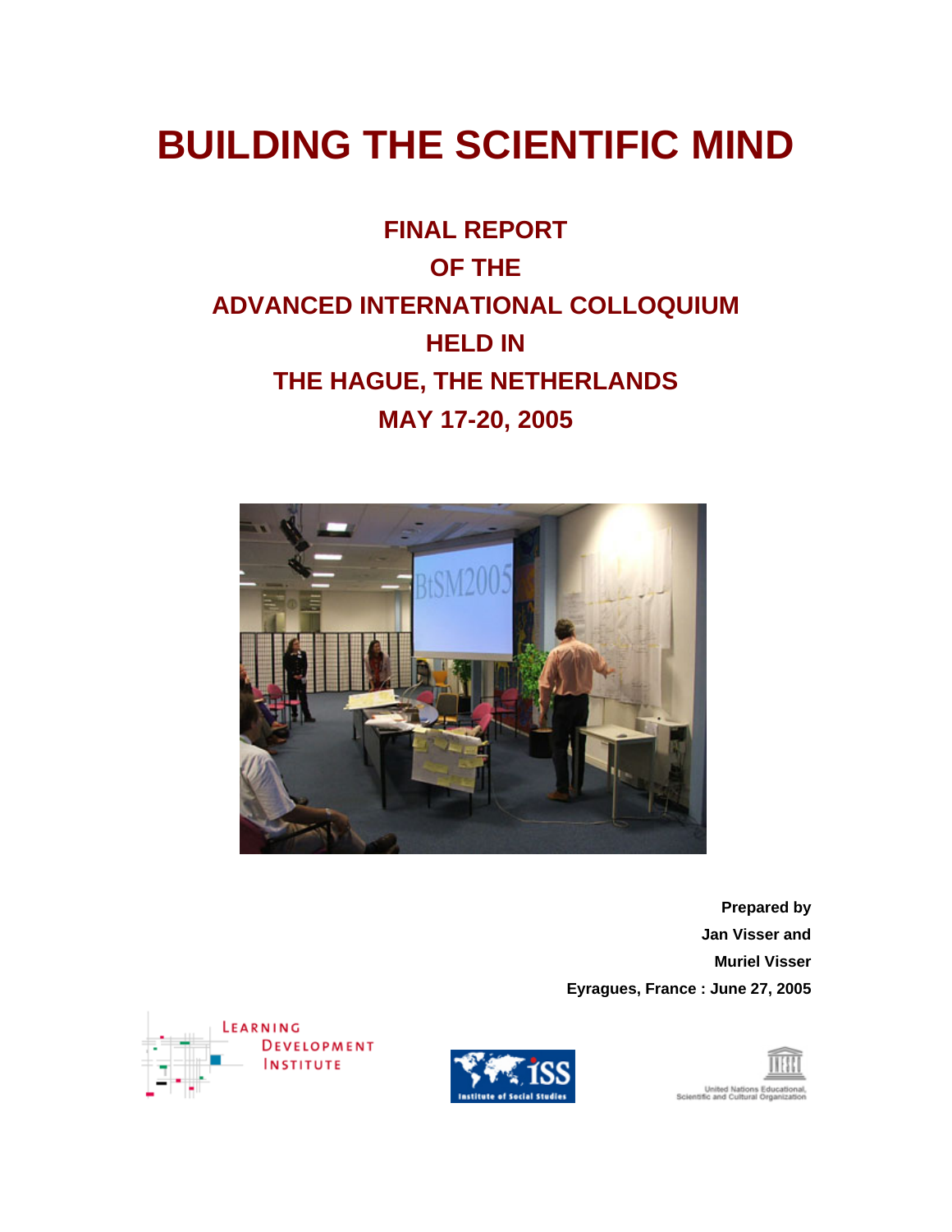# BUILDING THE SCIENTIFIC MIND

## FINAL REPORT
## OF THE
## ADVANCED INTERNATIONAL COLLOQUIUM
## HELD IN
## THE HAGUE, THE NETHERLANDS
## MAY 17-20, 2005

**Prepared by**
**Jan Visser and**
**Muriel Visser**
**Eyragues, France : June 27, 2005**

LEARNING DEVELOPMENT INSTITUTE

ISS Institute of Social Studies

United Nations Educational, Scientific and Cultural Organization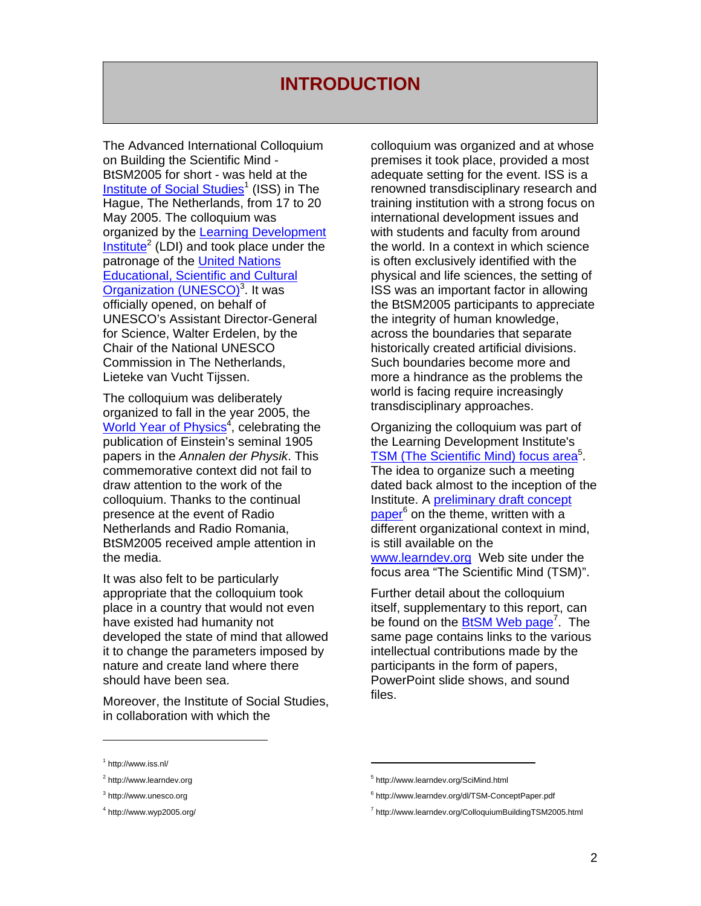# INTRODUCTION

The Advanced International Colloquium on Building the Scientific Mind - BtSM2005 for short - was held at the Institute of Social Studies[1] (ISS) in The Hague, The Netherlands, from 17 to 20 May 2005. The colloquium was organized by the Learning Development Institute[2] (LDI) and took place under the patronage of the United Nations Educational, Scientific and Cultural Organization (UNESCO)[3]. It was officially opened, on behalf of UNESCO's Assistant Director-General for Science, Walter Erdelen, by the Chair of the National UNESCO Commission in The Netherlands, Lieteke van Vucht Tijssen.

The colloquium was deliberately organized to fall in the year 2005, the World Year of Physics[4], celebrating the publication of Einstein's seminal 1905 papers in the *Annalen der Physik*. This commemorative context did not fail to draw attention to the work of the colloquium. Thanks to the continual presence at the event of Radio Netherlands and Radio Romania, BtSM2005 received ample attention in the media.

It was also felt to be particularly appropriate that the colloquium took place in a country that would not even have existed had humanity not developed the state of mind that allowed it to change the parameters imposed by nature and create land where there should have been sea.

Moreover, the Institute of Social Studies, in collaboration with which the colloquium was organized and at whose premises it took place, provided a most adequate setting for the event. ISS is a renowned transdisciplinary research and training institution with a strong focus on international development issues and with students and faculty from around the world. In a context in which science is often exclusively identified with the physical and life sciences, the setting of ISS was an important factor in allowing the BtSM2005 participants to appreciate the integrity of human knowledge, across the boundaries that separate historically created artificial divisions. Such boundaries become more and more a hindrance as the problems the world is facing require increasingly transdisciplinary approaches.

Organizing the colloquium was part of the Learning Development Institute's TSM (The Scientific Mind) focus area[5]. The idea to organize such a meeting dated back almost to the inception of the Institute. A preliminary draft concept paper[6] on the theme, written with a different organizational context in mind, is still available on the www.learndev.org Web site under the focus area "The Scientific Mind (TSM)".

Further detail about the colloquium itself, supplementary to this report, can be found on the BtSM Web page[7]. The same page contains links to the various intellectual contributions made by the participants in the form of papers, PowerPoint slide shows, and sound files.

---

[1] http://www.iss.nl/

[2] http://www.learndev.org

[3] http://www.unesco.org

[4] http://www.wyp2005.org/

[5] http://www.learndev.org/SciMind.html

[6] http://www.learndev.org/dl/TSM-ConceptPaper.pdf

[7] http://www.learndev.org/ColloquiumBuildingTSM2005.html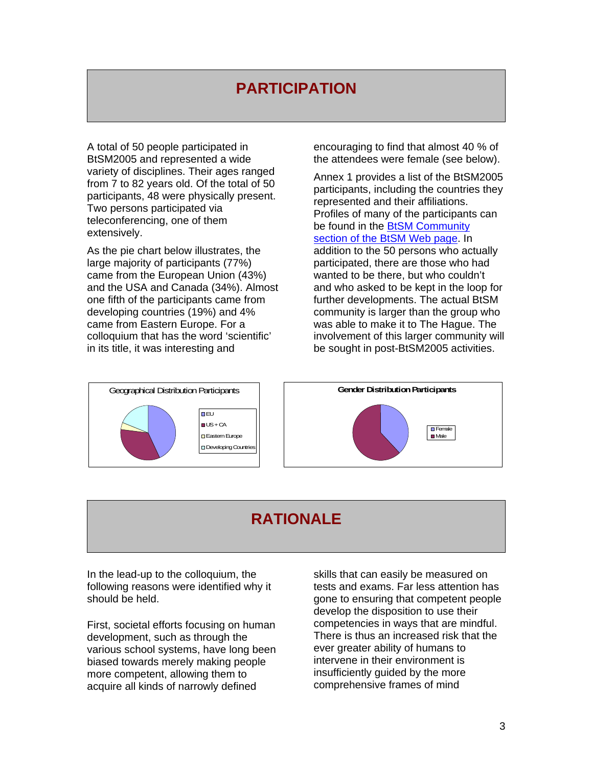# PARTICIPATION

A total of 50 people participated in BtSM2005 and represented a wide variety of disciplines. Their ages ranged from 7 to 82 years old. Of the total of 50 participants, 48 were physically present. Two persons participated via teleconferencing, one of them extensively.

As the pie chart below illustrates, the large majority of participants (77%) came from the European Union (43%) and the USA and Canada (34%). Almost one fifth of the participants came from developing countries (19%) and 4% came from Eastern Europe. For a colloquium that has the word 'scientific' in its title, it was interesting and encouraging to find that almost 40 % of the attendees were female (see below).

Annex 1 provides a list of the BtSM2005 participants, including the countries they represented and their affiliations. Profiles of many of the participants can be found in the BtSM Community section of the BtSM Web page. In addition to the 50 persons who actually participated, there are those who had wanted to be there, but who couldn't and who asked to be kept in the loop for further developments. The actual BtSM community is larger than the group who was able to make it to The Hague. The involvement of this larger community will be sought in post-BtSM2005 activities.

Geographical Distribution Participants

- EU
- US + CA
- Eastern Europe
- Developing Countries

Gender Distribution Participants

- Female
- Male

# RATIONALE

In the lead-up to the colloquium, the following reasons were identified why it should be held.

First, societal efforts focusing on human development, such as through the various school systems, have long been biased towards merely making people more competent, allowing them to acquire all kinds of narrowly defined skills that can easily be measured on tests and exams. Far less attention has gone to ensuring that competent people develop the disposition to use their competencies in ways that are mindful. There is thus an increased risk that the ever greater ability of humans to intervene in their environment is insufficiently guided by the more comprehensive frames of mind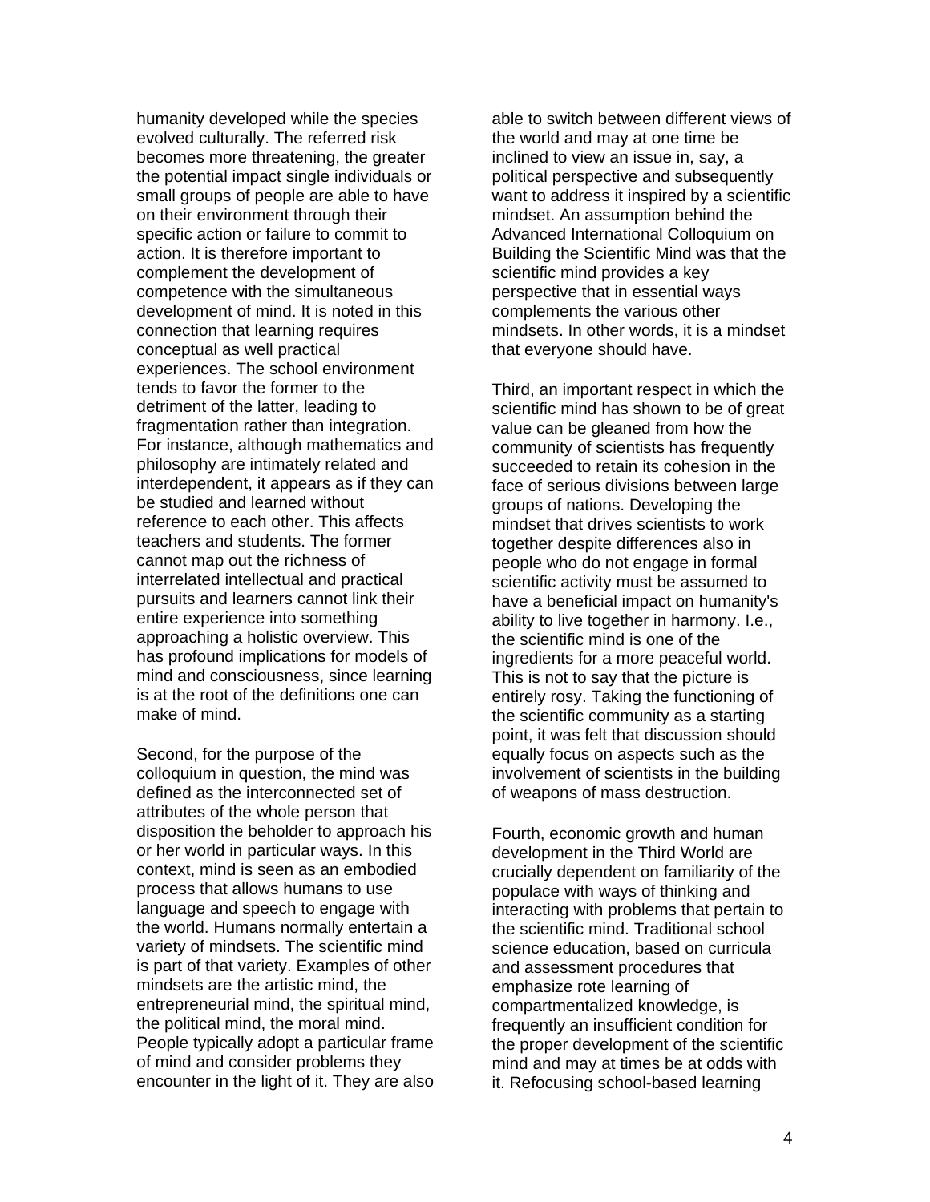humanity developed while the species evolved culturally. The referred risk becomes more threatening, the greater the potential impact single individuals or small groups of people are able to have on their environment through their specific action or failure to commit to action. It is therefore important to complement the development of competence with the simultaneous development of mind. It is noted in this connection that learning requires conceptual as well practical experiences. The school environment tends to favor the former to the detriment of the latter, leading to fragmentation rather than integration. For instance, although mathematics and philosophy are intimately related and interdependent, it appears as if they can be studied and learned without reference to each other. This affects teachers and students. The former cannot map out the richness of interrelated intellectual and practical pursuits and learners cannot link their entire experience into something approaching a holistic overview. This has profound implications for models of mind and consciousness, since learning is at the root of the definitions one can make of mind.

Second, for the purpose of the colloquium in question, the mind was defined as the interconnected set of attributes of the whole person that disposition the beholder to approach his or her world in particular ways. In this context, mind is seen as an embodied process that allows humans to use language and speech to engage with the world. Humans normally entertain a variety of mindsets. The scientific mind is part of that variety. Examples of other mindsets are the artistic mind, the entrepreneurial mind, the spiritual mind, the political mind, the moral mind. People typically adopt a particular frame of mind and consider problems they encounter in the light of it. They are also able to switch between different views of the world and may at one time be inclined to view an issue in, say, a political perspective and subsequently want to address it inspired by a scientific mindset. An assumption behind the Advanced International Colloquium on Building the Scientific Mind was that the scientific mind provides a key perspective that in essential ways complements the various other mindsets. In other words, it is a mindset that everyone should have.

Third, an important respect in which the scientific mind has shown to be of great value can be gleaned from how the community of scientists has frequently succeeded to retain its cohesion in the face of serious divisions between large groups of nations. Developing the mindset that drives scientists to work together despite differences also in people who do not engage in formal scientific activity must be assumed to have a beneficial impact on humanity's ability to live together in harmony. I.e., the scientific mind is one of the ingredients for a more peaceful world. This is not to say that the picture is entirely rosy. Taking the functioning of the scientific community as a starting point, it was felt that discussion should equally focus on aspects such as the involvement of scientists in the building of weapons of mass destruction.

Fourth, economic growth and human development in the Third World are crucially dependent on familiarity of the populace with ways of thinking and interacting with problems that pertain to the scientific mind. Traditional school science education, based on curricula and assessment procedures that emphasize rote learning of compartmentalized knowledge, is frequently an insufficient condition for the proper development of the scientific mind and may at times be at odds with it. Refocusing school-based learning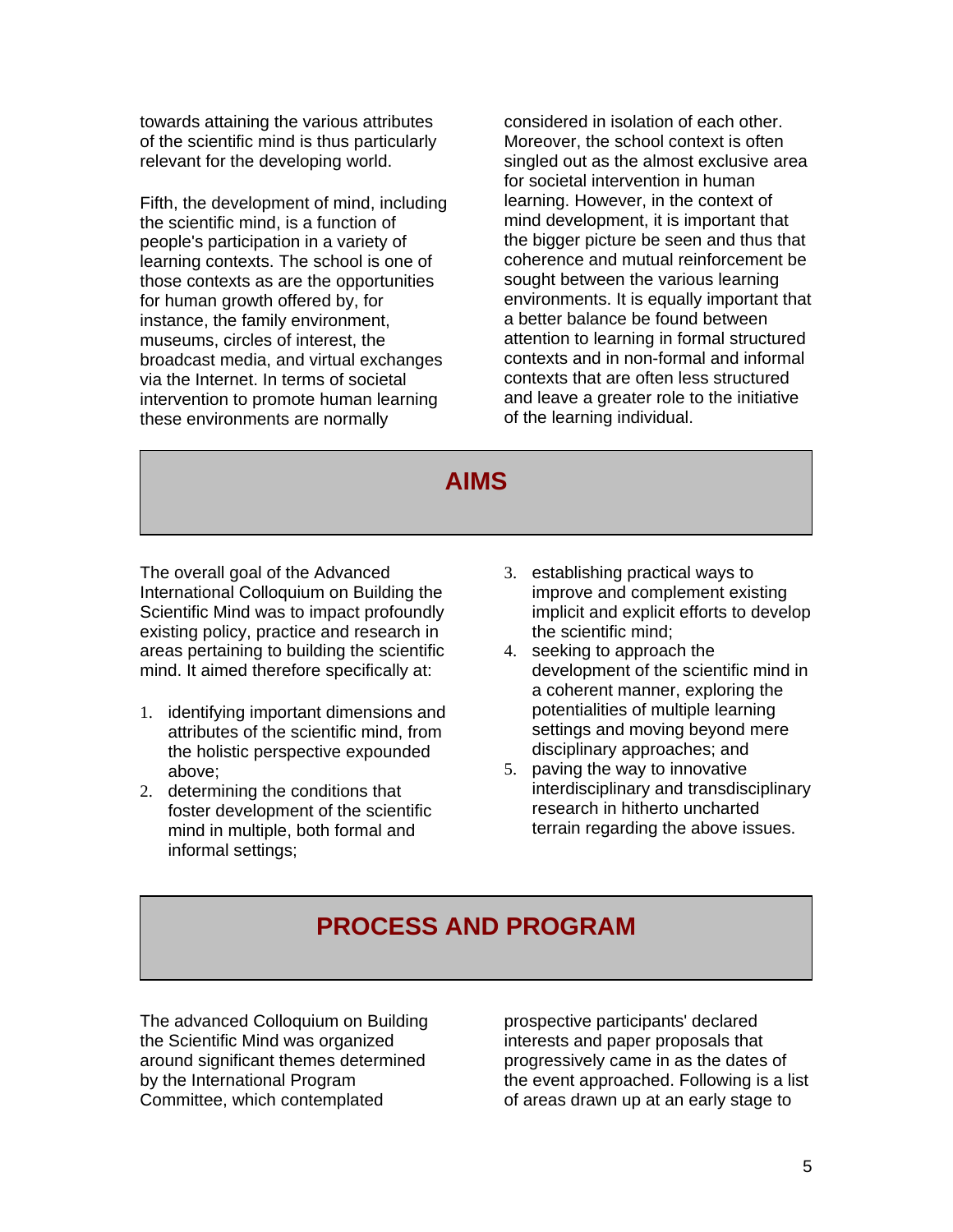towards attaining the various attributes of the scientific mind is thus particularly relevant for the developing world.

Fifth, the development of mind, including the scientific mind, is a function of people's participation in a variety of learning contexts. The school is one of those contexts as are the opportunities for human growth offered by, for instance, the family environment, museums, circles of interest, the broadcast media, and virtual exchanges via the Internet. In terms of societal intervention to promote human learning these environments are normally considered in isolation of each other. Moreover, the school context is often singled out as the almost exclusive area for societal intervention in human learning. However, in the context of mind development, it is important that the bigger picture be seen and thus that coherence and mutual reinforcement be sought between the various learning environments. It is equally important that a better balance be found between attention to learning in formal structured contexts and in non-formal and informal contexts that are often less structured and leave a greater role to the initiative of the learning individual.

## AIMS

The overall goal of the Advanced International Colloquium on Building the Scientific Mind was to impact profoundly existing policy, practice and research in areas pertaining to building the scientific mind. It aimed therefore specifically at:

1. identifying important dimensions and attributes of the scientific mind, from the holistic perspective expounded above;
2. determining the conditions that foster development of the scientific mind in multiple, both formal and informal settings;
3. establishing practical ways to improve and complement existing implicit and explicit efforts to develop the scientific mind;
4. seeking to approach the development of the scientific mind in a coherent manner, exploring the potentialities of multiple learning settings and moving beyond mere disciplinary approaches; and
5. paving the way to innovative interdisciplinary and transdisciplinary research in hitherto uncharted terrain regarding the above issues.

## PROCESS AND PROGRAM

The advanced Colloquium on Building the Scientific Mind was organized around significant themes determined by the International Program Committee, which contemplated prospective participants' declared interests and paper proposals that progressively came in as the dates of the event approached. Following is a list of areas drawn up at an early stage to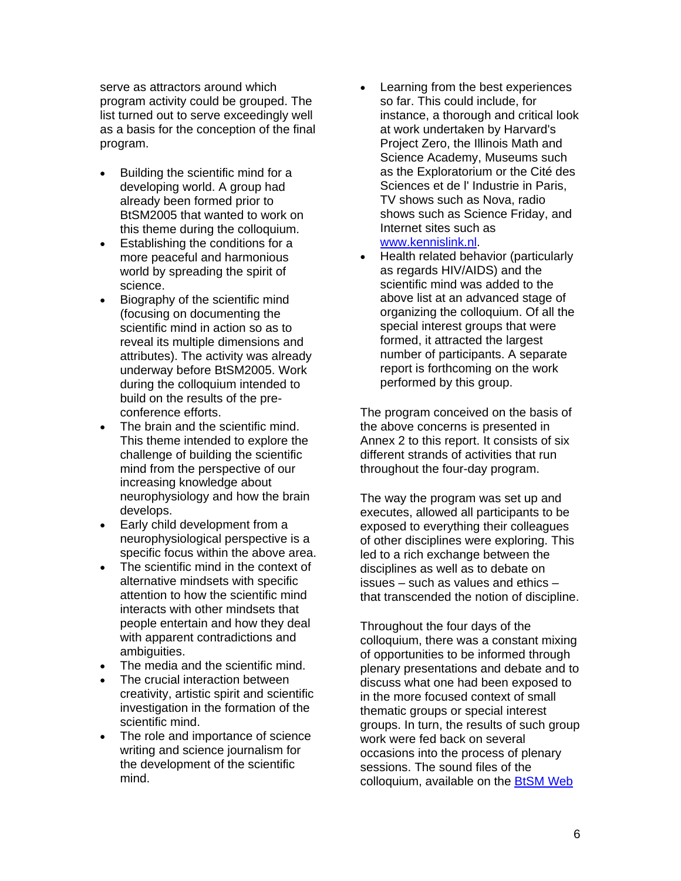serve as attractors around which program activity could be grouped. The list turned out to serve exceedingly well as a basis for the conception of the final program.

- Building the scientific mind for a developing world. A group had already been formed prior to BtSM2005 that wanted to work on this theme during the colloquium.
- Establishing the conditions for a more peaceful and harmonious world by spreading the spirit of science.
- Biography of the scientific mind (focusing on documenting the scientific mind in action so as to reveal its multiple dimensions and attributes). The activity was already underway before BtSM2005. Work during the colloquium intended to build on the results of the pre-conference efforts.
- The brain and the scientific mind. This theme intended to explore the challenge of building the scientific mind from the perspective of our increasing knowledge about neurophysiology and how the brain develops.
- Early child development from a neurophysiological perspective is a specific focus within the above area.
- The scientific mind in the context of alternative mindsets with specific attention to how the scientific mind interacts with other mindsets that people entertain and how they deal with apparent contradictions and ambiguities.
- The media and the scientific mind.
- The crucial interaction between creativity, artistic spirit and scientific investigation in the formation of the scientific mind.
- The role and importance of science writing and science journalism for the development of the scientific mind.
- Learning from the best experiences so far. This could include, for instance, a thorough and critical look at work undertaken by Harvard's Project Zero, the Illinois Math and Science Academy, Museums such as the Exploratorium or the Cité des Sciences et de l' Industrie in Paris, TV shows such as Nova, radio shows such as Science Friday, and Internet sites such as [www.kennislink.nl](www.kennislink.nl).
- Health related behavior (particularly as regards HIV/AIDS) and the scientific mind was added to the above list at an advanced stage of organizing the colloquium. Of all the special interest groups that were formed, it attracted the largest number of participants. A separate report is forthcoming on the work performed by this group.

The program conceived on the basis of the above concerns is presented in Annex 2 to this report. It consists of six different strands of activities that run throughout the four-day program.

The way the program was set up and executes, allowed all participants to be exposed to everything their colleagues of other disciplines were exploring. This led to a rich exchange between the disciplines as well as to debate on issues – such as values and ethics – that transcended the notion of discipline.

Throughout the four days of the colloquium, there was a constant mixing of opportunities to be informed through plenary presentations and debate and to discuss what one had been exposed to in the more focused context of small thematic groups or special interest groups. In turn, the results of such group work were fed back on several occasions into the process of plenary sessions. The sound files of the colloquium, available on the BtSM Web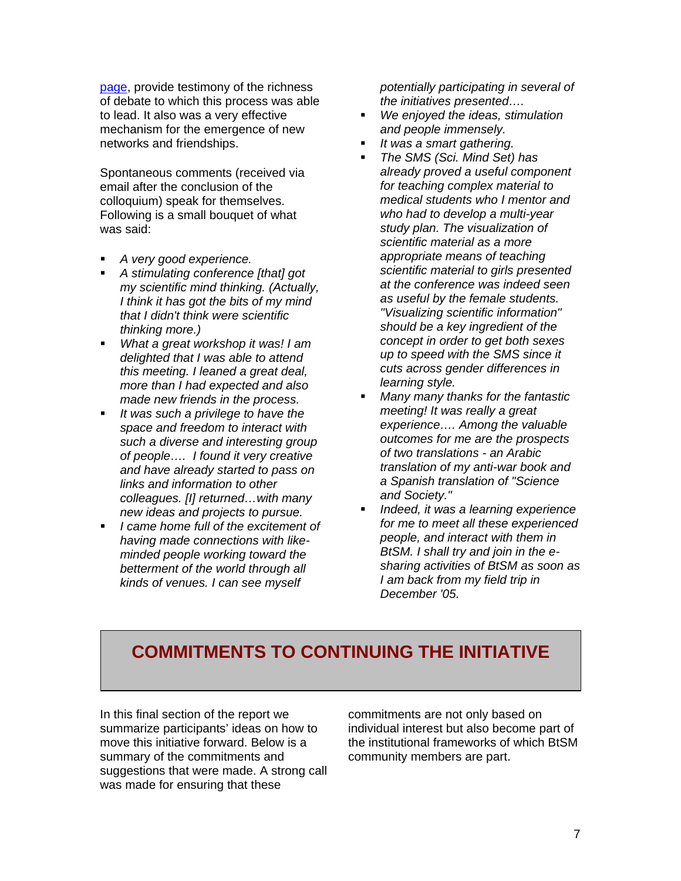page, provide testimony of the richness of debate to which this process was able to lead. It also was a very effective mechanism for the emergence of new networks and friendships.

Spontaneous comments (received via email after the conclusion of the colloquium) speak for themselves. Following is a small bouquet of what was said:

- *A very good experience.*
- *A stimulating conference [that] got my scientific mind thinking. (Actually, I think it has got the bits of my mind that I didn't think were scientific thinking more.)*
- *What a great workshop it was! I am delighted that I was able to attend this meeting. I leaned a great deal, more than I had expected and also made new friends in the process.*
- *It was such a privilege to have the space and freedom to interact with such a diverse and interesting group of people…. I found it very creative and have already started to pass on links and information to other colleagues. [I] returned…with many new ideas and projects to pursue.*
- *I came home full of the excitement of having made connections with like-minded people working toward the betterment of the world through all kinds of venues. I can see myself potentially participating in several of the initiatives presented….*
- *We enjoyed the ideas, stimulation and people immensely.*
- *It was a smart gathering.*
- *The SMS (Sci. Mind Set) has already proved a useful component for teaching complex material to medical students who I mentor and who had to develop a multi-year study plan. The visualization of scientific material as a more appropriate means of teaching scientific material to girls presented at the conference was indeed seen as useful by the female students. "Visualizing scientific information" should be a key ingredient of the concept in order to get both sexes up to speed with the SMS since it cuts across gender differences in learning style.*
- *Many many thanks for the fantastic meeting! It was really a great experience…. Among the valuable outcomes for me are the prospects of two translations - an Arabic translation of my anti-war book and a Spanish translation of "Science and Society."*
- *Indeed, it was a learning experience for me to meet all these experienced people, and interact with them in BtSM. I shall try and join in the e-sharing activities of BtSM as soon as I am back from my field trip in December '05.*

## COMMITMENTS TO CONTINUING THE INITIATIVE

In this final section of the report we summarize participants' ideas on how to move this initiative forward. Below is a summary of the commitments and suggestions that were made. A strong call was made for ensuring that these commitments are not only based on individual interest but also become part of the institutional frameworks of which BtSM community members are part.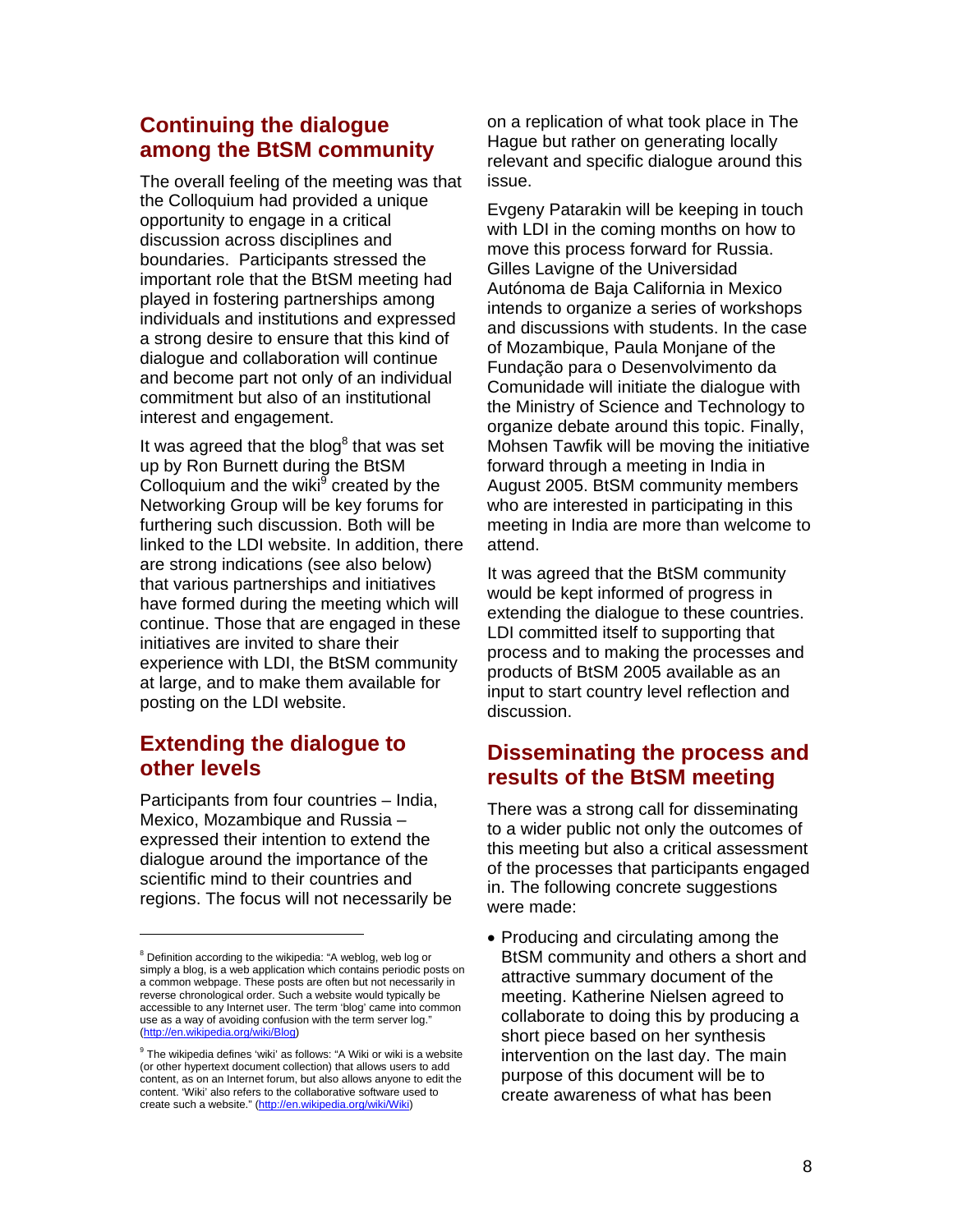## Continuing the dialogue among the BtSM community

The overall feeling of the meeting was that the Colloquium had provided a unique opportunity to engage in a critical discussion across disciplines and boundaries. Participants stressed the important role that the BtSM meeting had played in fostering partnerships among individuals and institutions and expressed a strong desire to ensure that this kind of dialogue and collaboration will continue and become part not only of an individual commitment but also of an institutional interest and engagement.

It was agreed that the blog[8] that was set up by Ron Burnett during the BtSM Colloquium and the wiki[9] created by the Networking Group will be key forums for furthering such discussion. Both will be linked to the LDI website. In addition, there are strong indications (see also below) that various partnerships and initiatives have formed during the meeting which will continue. Those that are engaged in these initiatives are invited to share their experience with LDI, the BtSM community at large, and to make them available for posting on the LDI website.

## Extending the dialogue to other levels

Participants from four countries – India, Mexico, Mozambique and Russia – expressed their intention to extend the dialogue around the importance of the scientific mind to their countries and regions. The focus will not necessarily be on a replication of what took place in The Hague but rather on generating locally relevant and specific dialogue around this issue.

Evgeny Patarakin will be keeping in touch with LDI in the coming months on how to move this process forward for Russia. Gilles Lavigne of the Universidad Autónoma de Baja California in Mexico intends to organize a series of workshops and discussions with students. In the case of Mozambique, Paula Monjane of the Fundação para o Desenvolvimento da Comunidade will initiate the dialogue with the Ministry of Science and Technology to organize debate around this topic. Finally, Mohsen Tawfik will be moving the initiative forward through a meeting in India in August 2005. BtSM community members who are interested in participating in this meeting in India are more than welcome to attend.

It was agreed that the BtSM community would be kept informed of progress in extending the dialogue to these countries. LDI committed itself to supporting that process and to making the processes and products of BtSM 2005 available as an input to start country level reflection and discussion.

## Disseminating the process and results of the BtSM meeting

There was a strong call for disseminating to a wider public not only the outcomes of this meeting but also a critical assessment of the processes that participants engaged in. The following concrete suggestions were made:

- Producing and circulating among the BtSM community and others a short and attractive summary document of the meeting. Katherine Nielsen agreed to collaborate to doing this by producing a short piece based on her synthesis intervention on the last day. The main purpose of this document will be to create awareness of what has been

---

[8] Definition according to the wikipedia: "A weblog, web log or simply a blog, is a web application which contains periodic posts on a common webpage. These posts are often but not necessarily in reverse chronological order. Such a website would typically be accessible to any Internet user. The term 'blog' came into common use as a way of avoiding confusion with the term server log." (http://en.wikipedia.org/wiki/Blog)

[9] The wikipedia defines 'wiki' as follows: "A Wiki or wiki is a website (or other hypertext document collection) that allows users to add content, as on an Internet forum, but also allows anyone to edit the content. 'Wiki' also refers to the collaborative software used to create such a website." (http://en.wikipedia.org/wiki/Wiki)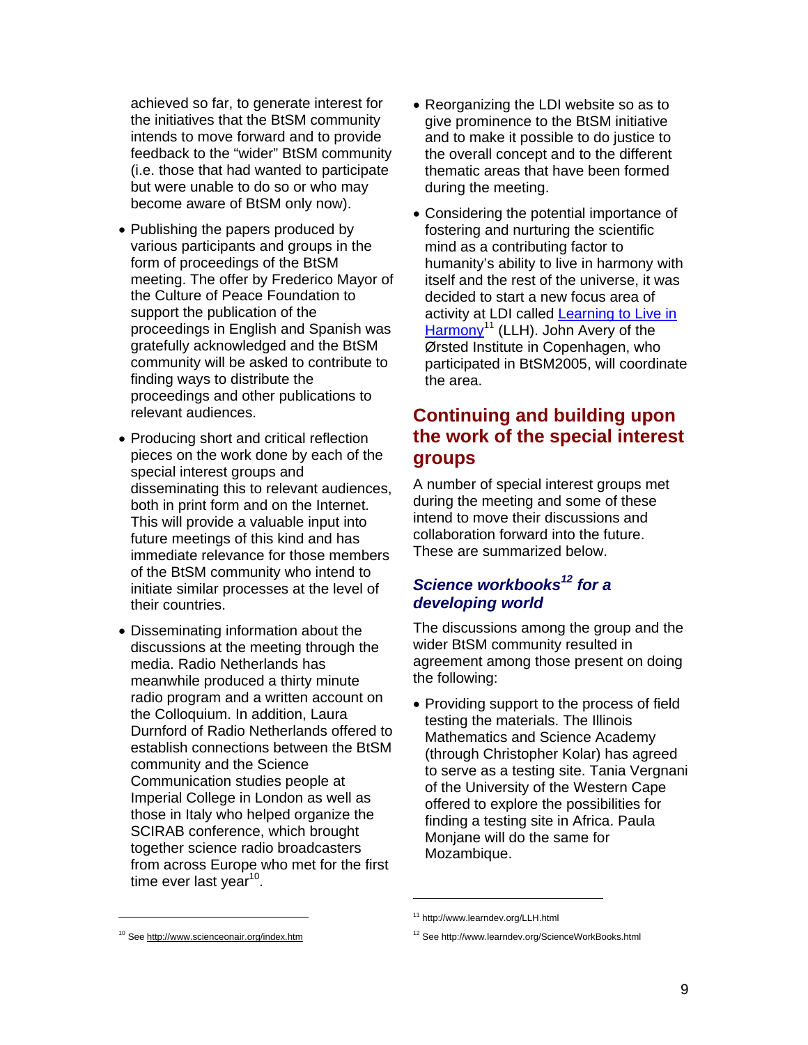achieved so far, to generate interest for the initiatives that the BtSM community intends to move forward and to provide feedback to the "wider" BtSM community (i.e. those that had wanted to participate but were unable to do so or who may become aware of BtSM only now).

- Publishing the papers produced by various participants and groups in the form of proceedings of the BtSM meeting. The offer by Frederico Mayor of the Culture of Peace Foundation to support the publication of the proceedings in English and Spanish was gratefully acknowledged and the BtSM community will be asked to contribute to finding ways to distribute the proceedings and other publications to relevant audiences.
- Producing short and critical reflection pieces on the work done by each of the special interest groups and disseminating this to relevant audiences, both in print form and on the Internet. This will provide a valuable input into future meetings of this kind and has immediate relevance for those members of the BtSM community who intend to initiate similar processes at the level of their countries.
- Disseminating information about the discussions at the meeting through the media. Radio Netherlands has meanwhile produced a thirty minute radio program and a written account on the Colloquium. In addition, Laura Durnford of Radio Netherlands offered to establish connections between the BtSM community and the Science Communication studies people at Imperial College in London as well as those in Italy who helped organize the SCIRAB conference, which brought together science radio broadcasters from across Europe who met for the first time ever last year[10].
- Reorganizing the LDI website so as to give prominence to the BtSM initiative and to make it possible to do justice to the overall concept and to the different thematic areas that have been formed during the meeting.
- Considering the potential importance of fostering and nurturing the scientific mind as a contributing factor to humanity's ability to live in harmony with itself and the rest of the universe, it was decided to start a new focus area of activity at LDI called Learning to Live in Harmony[11] (LLH). John Avery of the Ørsted Institute in Copenhagen, who participated in BtSM2005, will coordinate the area.

## Continuing and building upon the work of the special interest groups

A number of special interest groups met during the meeting and some of these intend to move their discussions and collaboration forward into the future. These are summarized below.

### *Science workbooks[12] for a developing world*

The discussions among the group and the wider BtSM community resulted in agreement among those present on doing the following:

- Providing support to the process of field testing the materials. The Illinois Mathematics and Science Academy (through Christopher Kolar) has agreed to serve as a testing site. Tania Vergnani of the University of the Western Cape offered to explore the possibilities for finding a testing site in Africa. Paula Monjane will do the same for Mozambique.

---

[10] See http://www.scienceonair.org/index.htm

[11] http://www.learndev.org/LLH.html

[12] See http://www.learndev.org/ScienceWorkBooks.html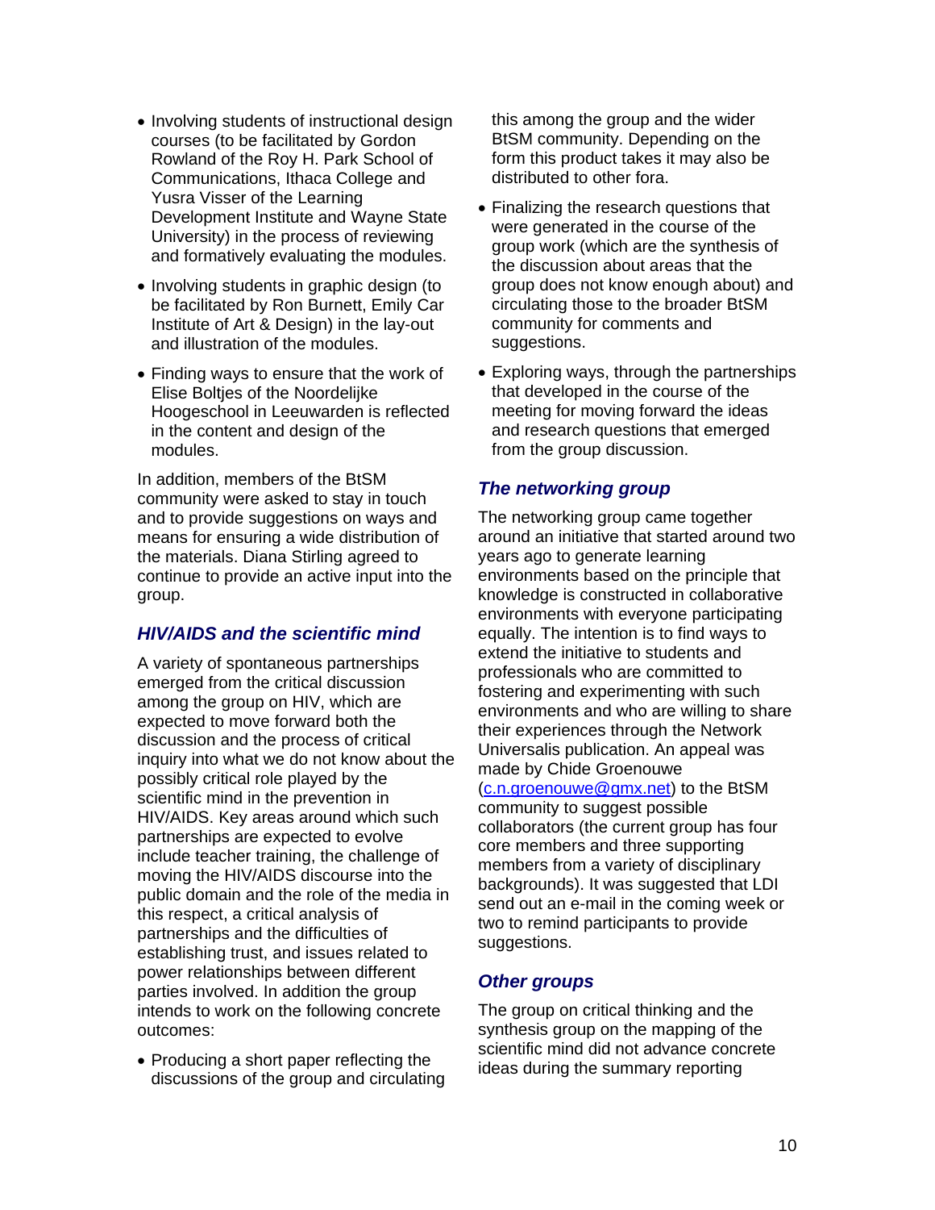- Involving students of instructional design courses (to be facilitated by Gordon Rowland of the Roy H. Park School of Communications, Ithaca College and Yusra Visser of the Learning Development Institute and Wayne State University) in the process of reviewing and formatively evaluating the modules.
- Involving students in graphic design (to be facilitated by Ron Burnett, Emily Car Institute of Art & Design) in the lay-out and illustration of the modules.
- Finding ways to ensure that the work of Elise Boltjes of the Noordelijke Hoogeschool in Leeuwarden is reflected in the content and design of the modules.

In addition, members of the BtSM community were asked to stay in touch and to provide suggestions on ways and means for ensuring a wide distribution of the materials. Diana Stirling agreed to continue to provide an active input into the group.

### *HIV/AIDS and the scientific mind*

A variety of spontaneous partnerships emerged from the critical discussion among the group on HIV, which are expected to move forward both the discussion and the process of critical inquiry into what we do not know about the possibly critical role played by the scientific mind in the prevention in HIV/AIDS. Key areas around which such partnerships are expected to evolve include teacher training, the challenge of moving the HIV/AIDS discourse into the public domain and the role of the media in this respect, a critical analysis of partnerships and the difficulties of establishing trust, and issues related to power relationships between different parties involved. In addition the group intends to work on the following concrete outcomes:

- Producing a short paper reflecting the discussions of the group and circulating this among the group and the wider BtSM community. Depending on the form this product takes it may also be distributed to other fora.
- Finalizing the research questions that were generated in the course of the group work (which are the synthesis of the discussion about areas that the group does not know enough about) and circulating those to the broader BtSM community for comments and suggestions.
- Exploring ways, through the partnerships that developed in the course of the meeting for moving forward the ideas and research questions that emerged from the group discussion.

### *The networking group*

The networking group came together around an initiative that started around two years ago to generate learning environments based on the principle that knowledge is constructed in collaborative environments with everyone participating equally. The intention is to find ways to extend the initiative to students and professionals who are committed to fostering and experimenting with such environments and who are willing to share their experiences through the Network Universalis publication. An appeal was made by Chide Groenouwe (c.n.groenouwe@gmx.net) to the BtSM community to suggest possible collaborators (the current group has four core members and three supporting members from a variety of disciplinary backgrounds). It was suggested that LDI send out an e-mail in the coming week or two to remind participants to provide suggestions.

### *Other groups*

The group on critical thinking and the synthesis group on the mapping of the scientific mind did not advance concrete ideas during the summary reporting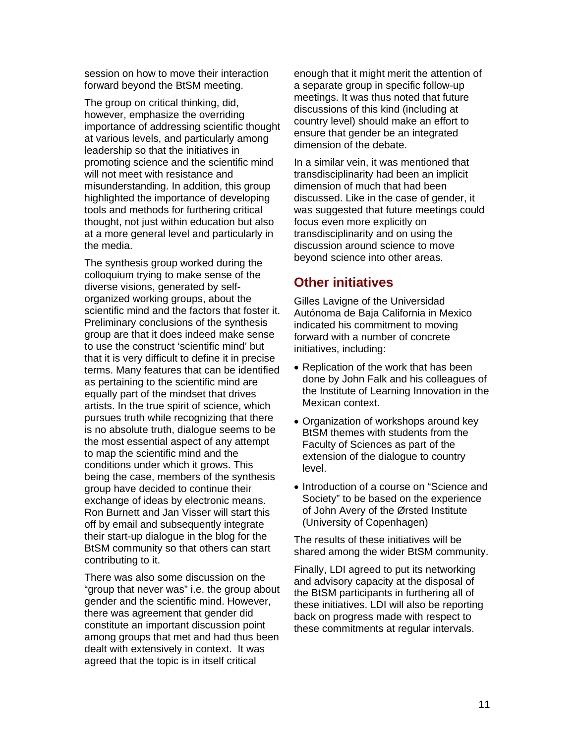session on how to move their interaction forward beyond the BtSM meeting.

The group on critical thinking, did, however, emphasize the overriding importance of addressing scientific thought at various levels, and particularly among leadership so that the initiatives in promoting science and the scientific mind will not meet with resistance and misunderstanding. In addition, this group highlighted the importance of developing tools and methods for furthering critical thought, not just within education but also at a more general level and particularly in the media.

The synthesis group worked during the colloquium trying to make sense of the diverse visions, generated by self-organized working groups, about the scientific mind and the factors that foster it. Preliminary conclusions of the synthesis group are that it does indeed make sense to use the construct 'scientific mind' but that it is very difficult to define it in precise terms. Many features that can be identified as pertaining to the scientific mind are equally part of the mindset that drives artists. In the true spirit of science, which pursues truth while recognizing that there is no absolute truth, dialogue seems to be the most essential aspect of any attempt to map the scientific mind and the conditions under which it grows. This being the case, members of the synthesis group have decided to continue their exchange of ideas by electronic means. Ron Burnett and Jan Visser will start this off by email and subsequently integrate their start-up dialogue in the blog for the BtSM community so that others can start contributing to it.

There was also some discussion on the "group that never was" i.e. the group about gender and the scientific mind. However, there was agreement that gender did constitute an important discussion point among groups that met and had thus been dealt with extensively in context. It was agreed that the topic is in itself critical enough that it might merit the attention of a separate group in specific follow-up meetings. It was thus noted that future discussions of this kind (including at country level) should make an effort to ensure that gender be an integrated dimension of the debate.

In a similar vein, it was mentioned that transdisciplinarity had been an implicit dimension of much that had been discussed. Like in the case of gender, it was suggested that future meetings could focus even more explicitly on transdisciplinarity and on using the discussion around science to move beyond science into other areas.

## Other initiatives

Gilles Lavigne of the Universidad Autónoma de Baja California in Mexico indicated his commitment to moving forward with a number of concrete initiatives, including:

- Replication of the work that has been done by John Falk and his colleagues of the Institute of Learning Innovation in the Mexican context.
- Organization of workshops around key BtSM themes with students from the Faculty of Sciences as part of the extension of the dialogue to country level.
- Introduction of a course on "Science and Society" to be based on the experience of John Avery of the Ørsted Institute (University of Copenhagen)

The results of these initiatives will be shared among the wider BtSM community.

Finally, LDI agreed to put its networking and advisory capacity at the disposal of the BtSM participants in furthering all of these initiatives. LDI will also be reporting back on progress made with respect to these commitments at regular intervals.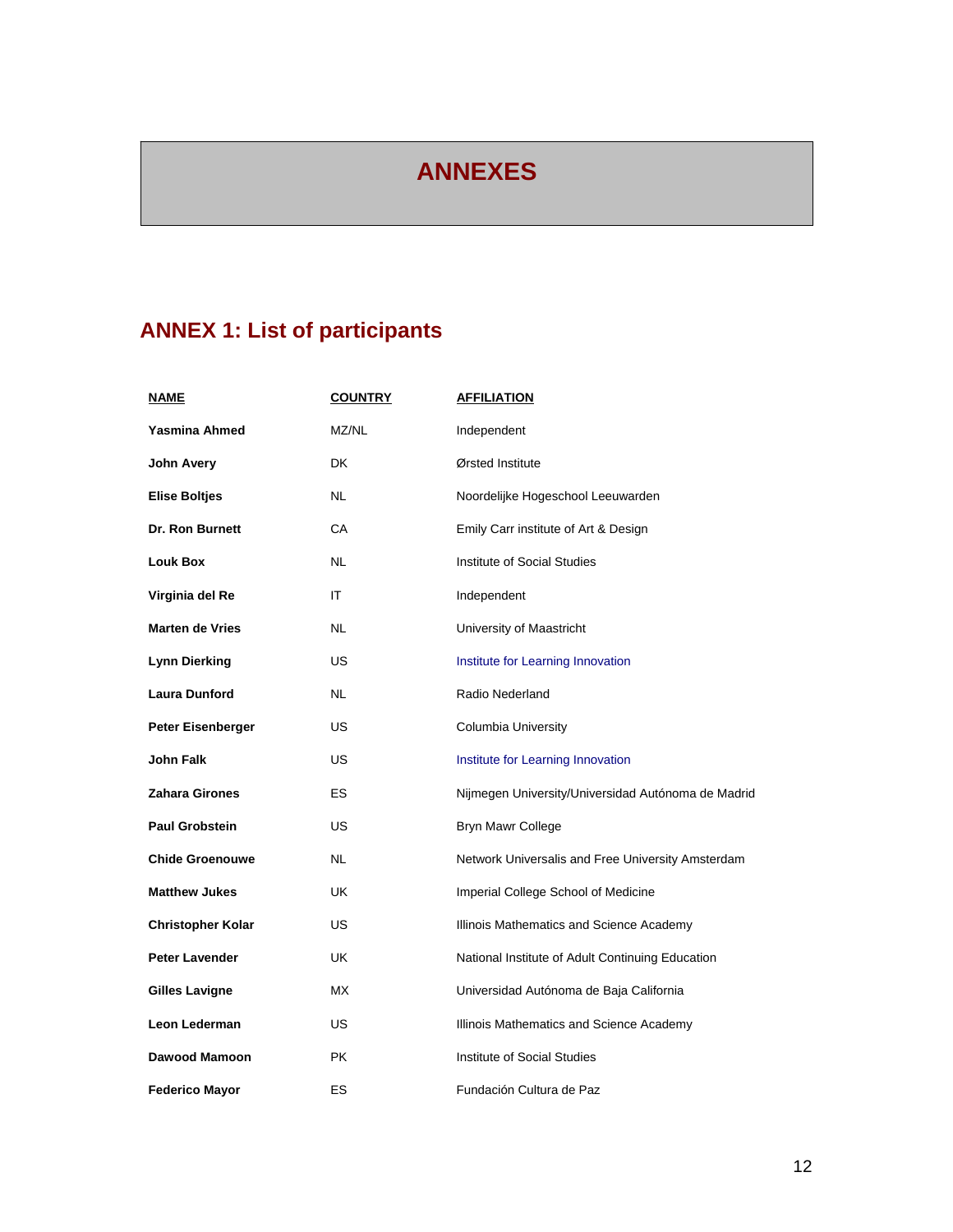# ANNEXES

## ANNEX 1: List of participants

| NAME | COUNTRY | AFFILIATION |
|---|---|---|
| **Yasmina Ahmed** | MZ/NL | Independent |
| **John Avery** | DK | Ørsted Institute |
| **Elise Boltjes** | NL | Noordelijke Hogeschool Leeuwarden |
| **Dr. Ron Burnett** | CA | Emily Carr institute of Art & Design |
| **Louk Box** | NL | Institute of Social Studies |
| **Virginia del Re** | IT | Independent |
| **Marten de Vries** | NL | University of Maastricht |
| **Lynn Dierking** | US | Institute for Learning Innovation |
| **Laura Dunford** | NL | Radio Nederland |
| **Peter Eisenberger** | US | Columbia University |
| **John Falk** | US | Institute for Learning Innovation |
| **Zahara Girones** | ES | Nijmegen University/Universidad Autónoma de Madrid |
| **Paul Grobstein** | US | Bryn Mawr College |
| **Chide Groenouwe** | NL | Network Universalis and Free University Amsterdam |
| **Matthew Jukes** | UK | Imperial College School of Medicine |
| **Christopher Kolar** | US | Illinois Mathematics and Science Academy |
| **Peter Lavender** | UK | National Institute of Adult Continuing Education |
| **Gilles Lavigne** | MX | Universidad Autónoma de Baja California |
| **Leon Lederman** | US | Illinois Mathematics and Science Academy |
| **Dawood Mamoon** | PK | Institute of Social Studies |
| **Federico Mayor** | ES | Fundación Cultura de Paz |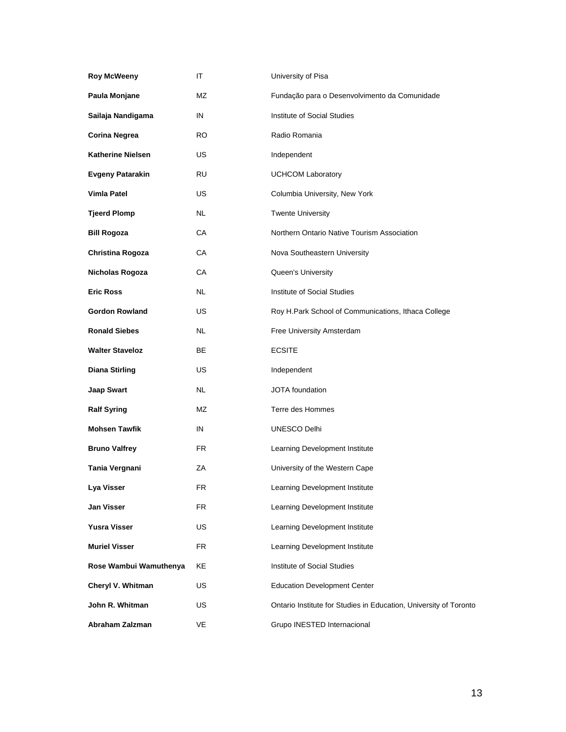| | | |
|---|---|---|
| **Roy McWeeny** | IT | University of Pisa |
| **Paula Monjane** | MZ | Fundação para o Desenvolvimento da Comunidade |
| **Sailaja Nandigama** | IN | Institute of Social Studies |
| **Corina Negrea** | RO | Radio Romania |
| **Katherine Nielsen** | US | Independent |
| **Evgeny Patarakin** | RU | UCHCOM Laboratory |
| **Vimla Patel** | US | Columbia University, New York |
| **Tjeerd Plomp** | NL | Twente University |
| **Bill Rogoza** | CA | Northern Ontario Native Tourism Association |
| **Christina Rogoza** | CA | Nova Southeastern University |
| **Nicholas Rogoza** | CA | Queen's University |
| **Eric Ross** | NL | Institute of Social Studies |
| **Gordon Rowland** | US | Roy H.Park School of Communications, Ithaca College |
| **Ronald Siebes** | NL | Free University Amsterdam |
| **Walter Staveloz** | BE | ECSITE |
| **Diana Stirling** | US | Independent |
| **Jaap Swart** | NL | JOTA foundation |
| **Ralf Syring** | MZ | Terre des Hommes |
| **Mohsen Tawfik** | IN | UNESCO Delhi |
| **Bruno Valfrey** | FR | Learning Development Institute |
| **Tania Vergnani** | ZA | University of the Western Cape |
| **Lya Visser** | FR | Learning Development Institute |
| **Jan Visser** | FR | Learning Development Institute |
| **Yusra Visser** | US | Learning Development Institute |
| **Muriel Visser** | FR | Learning Development Institute |
| **Rose Wambui Wamuthenya** | KE | Institute of Social Studies |
| **Cheryl V. Whitman** | US | Education Development Center |
| **John R. Whitman** | US | Ontario Institute for Studies in Education, University of Toronto |
| **Abraham Zalzman** | VE | Grupo INESTED Internacional |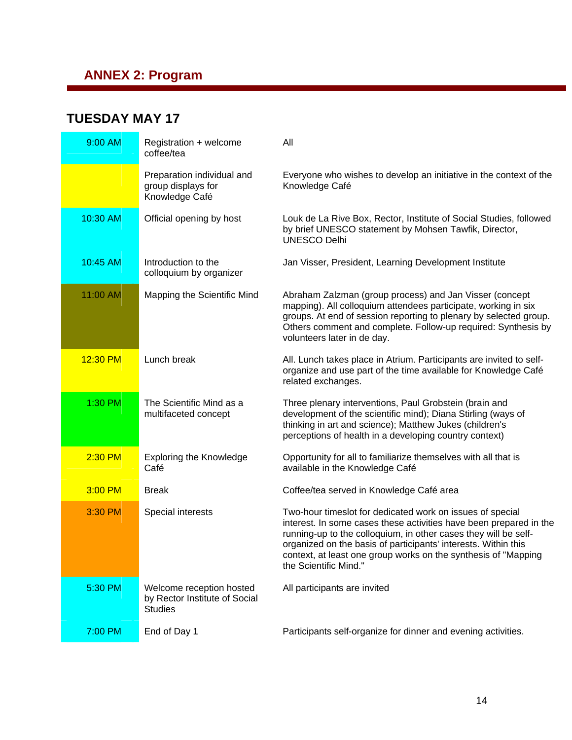## ANNEX 2: Program

### TUESDAY MAY 17

| Time | Activity | Details |
|---|---|---|
| 9:00 AM | Registration + welcome coffee/tea | All |
| | Preparation individual and group displays for Knowledge Café | Everyone who wishes to develop an initiative in the context of the Knowledge Café |
| 10:30 AM | Official opening by host | Louk de La Rive Box, Rector, Institute of Social Studies, followed by brief UNESCO statement by Mohsen Tawfik, Director, UNESCO Delhi |
| 10:45 AM | Introduction to the colloquium by organizer | Jan Visser, President, Learning Development Institute |
| 11:00 AM | Mapping the Scientific Mind | Abraham Zalzman (group process) and Jan Visser (concept mapping). All colloquium attendees participate, working in six groups. At end of session reporting to plenary by selected group. Others comment and complete. Follow-up required: Synthesis by volunteers later in de day. |
| 12:30 PM | Lunch break | All. Lunch takes place in Atrium. Participants are invited to self-organize and use part of the time available for Knowledge Café related exchanges. |
| 1:30 PM | The Scientific Mind as a multifaceted concept | Three plenary interventions, Paul Grobstein (brain and development of the scientific mind); Diana Stirling (ways of thinking in art and science); Matthew Jukes (children's perceptions of health in a developing country context) |
| 2:30 PM | Exploring the Knowledge Café | Opportunity for all to familiarize themselves with all that is available in the Knowledge Café |
| 3:00 PM | Break | Coffee/tea served in Knowledge Café area |
| 3:30 PM | Special interests | Two-hour timeslot for dedicated work on issues of special interest. In some cases these activities have been prepared in the running-up to the colloquium, in other cases they will be self-organized on the basis of participants' interests. Within this context, at least one group works on the synthesis of "Mapping the Scientific Mind." |
| 5:30 PM | Welcome reception hosted by Rector Institute of Social Studies | All participants are invited |
| 7:00 PM | End of Day 1 | Participants self-organize for dinner and evening activities. |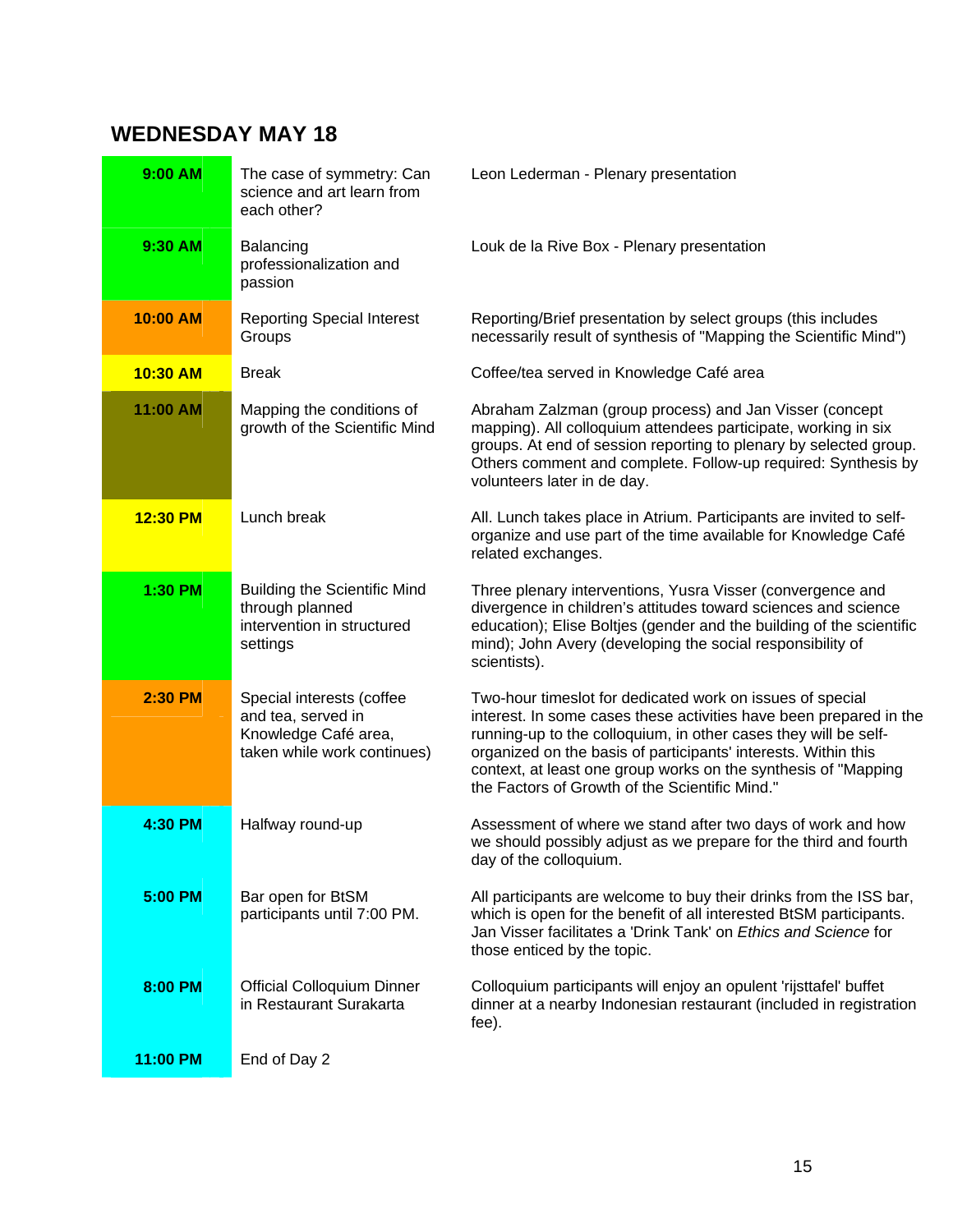## WEDNESDAY MAY 18

| | | |
|---|---|---|
| **9:00 AM** | The case of symmetry: Can science and art learn from each other? | Leon Lederman - Plenary presentation |
| **9:30 AM** | Balancing professionalization and passion | Louk de la Rive Box - Plenary presentation |
| **10:00 AM** | Reporting Special Interest Groups | Reporting/Brief presentation by select groups (this includes necessarily result of synthesis of "Mapping the Scientific Mind") |
| **10:30 AM** | Break | Coffee/tea served in Knowledge Café area |
| **11:00 AM** | Mapping the conditions of growth of the Scientific Mind | Abraham Zalzman (group process) and Jan Visser (concept mapping). All colloquium attendees participate, working in six groups. At end of session reporting to plenary by selected group. Others comment and complete. Follow-up required: Synthesis by volunteers later in de day. |
| **12:30 PM** | Lunch break | All. Lunch takes place in Atrium. Participants are invited to self-organize and use part of the time available for Knowledge Café related exchanges. |
| **1:30 PM** | Building the Scientific Mind through planned intervention in structured settings | Three plenary interventions, Yusra Visser (convergence and divergence in children's attitudes toward sciences and science education); Elise Boltjes (gender and the building of the scientific mind); John Avery (developing the social responsibility of scientists). |
| **2:30 PM** | Special interests (coffee and tea, served in Knowledge Café area, taken while work continues) | Two-hour timeslot for dedicated work on issues of special interest. In some cases these activities have been prepared in the running-up to the colloquium, in other cases they will be self-organized on the basis of participants' interests. Within this context, at least one group works on the synthesis of "Mapping the Factors of Growth of the Scientific Mind." |
| **4:30 PM** | Halfway round-up | Assessment of where we stand after two days of work and how we should possibly adjust as we prepare for the third and fourth day of the colloquium. |
| **5:00 PM** | Bar open for BtSM participants until 7:00 PM. | All participants are welcome to buy their drinks from the ISS bar, which is open for the benefit of all interested BtSM participants. Jan Visser facilitates a 'Drink Tank' on *Ethics and Science* for those enticed by the topic. |
| **8:00 PM** | Official Colloquium Dinner in Restaurant Surakarta | Colloquium participants will enjoy an opulent 'rijsttafel' buffet dinner at a nearby Indonesian restaurant (included in registration fee). |
| **11:00 PM** | End of Day 2 | |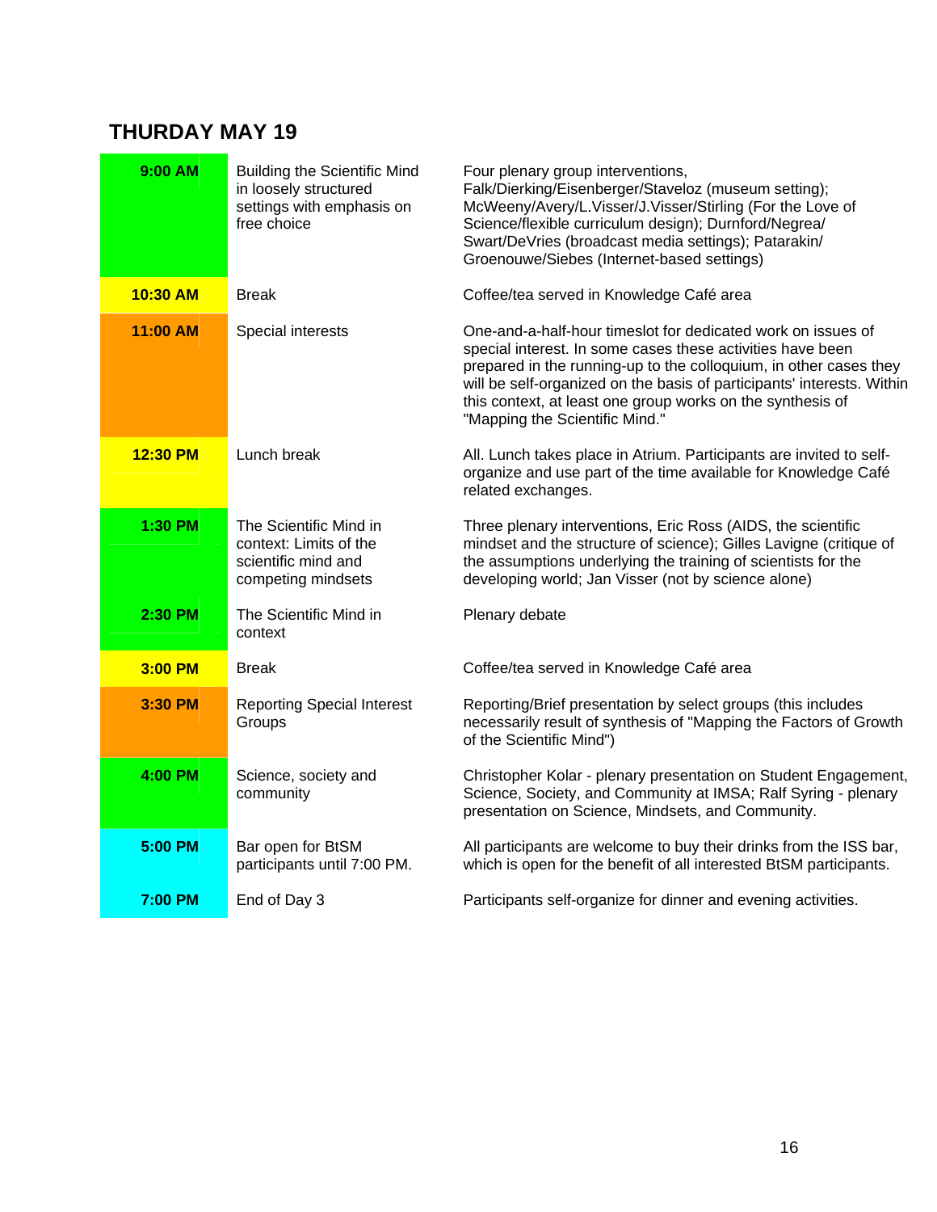## THURDAY MAY 19

| | | |
|---|---|---|
| **9:00 AM** | Building the Scientific Mind in loosely structured settings with emphasis on free choice | Four plenary group interventions, Falk/Dierking/Eisenberger/Staveloz (museum setting); McWeeny/Avery/L.Visser/J.Visser/Stirling (For the Love of Science/flexible curriculum design); Durnford/Negrea/ Swart/DeVries (broadcast media settings); Patarakin/ Groenouwe/Siebes (Internet-based settings) |
| **10:30 AM** | Break | Coffee/tea served in Knowledge Café area |
| **11:00 AM** | Special interests | One-and-a-half-hour timeslot for dedicated work on issues of special interest. In some cases these activities have been prepared in the running-up to the colloquium, in other cases they will be self-organized on the basis of participants' interests. Within this context, at least one group works on the synthesis of "Mapping the Scientific Mind." |
| **12:30 PM** | Lunch break | All. Lunch takes place in Atrium. Participants are invited to self-organize and use part of the time available for Knowledge Café related exchanges. |
| **1:30 PM** | The Scientific Mind in context: Limits of the scientific mind and competing mindsets | Three plenary interventions, Eric Ross (AIDS, the scientific mindset and the structure of science); Gilles Lavigne (critique of the assumptions underlying the training of scientists for the developing world; Jan Visser (not by science alone) |
| **2:30 PM** | The Scientific Mind in context | Plenary debate |
| **3:00 PM** | Break | Coffee/tea served in Knowledge Café area |
| **3:30 PM** | Reporting Special Interest Groups | Reporting/Brief presentation by select groups (this includes necessarily result of synthesis of "Mapping the Factors of Growth of the Scientific Mind") |
| **4:00 PM** | Science, society and community | Christopher Kolar - plenary presentation on Student Engagement, Science, Society, and Community at IMSA; Ralf Syring - plenary presentation on Science, Mindsets, and Community. |
| **5:00 PM** | Bar open for BtSM participants until 7:00 PM. | All participants are welcome to buy their drinks from the ISS bar, which is open for the benefit of all interested BtSM participants. |
| **7:00 PM** | End of Day 3 | Participants self-organize for dinner and evening activities. |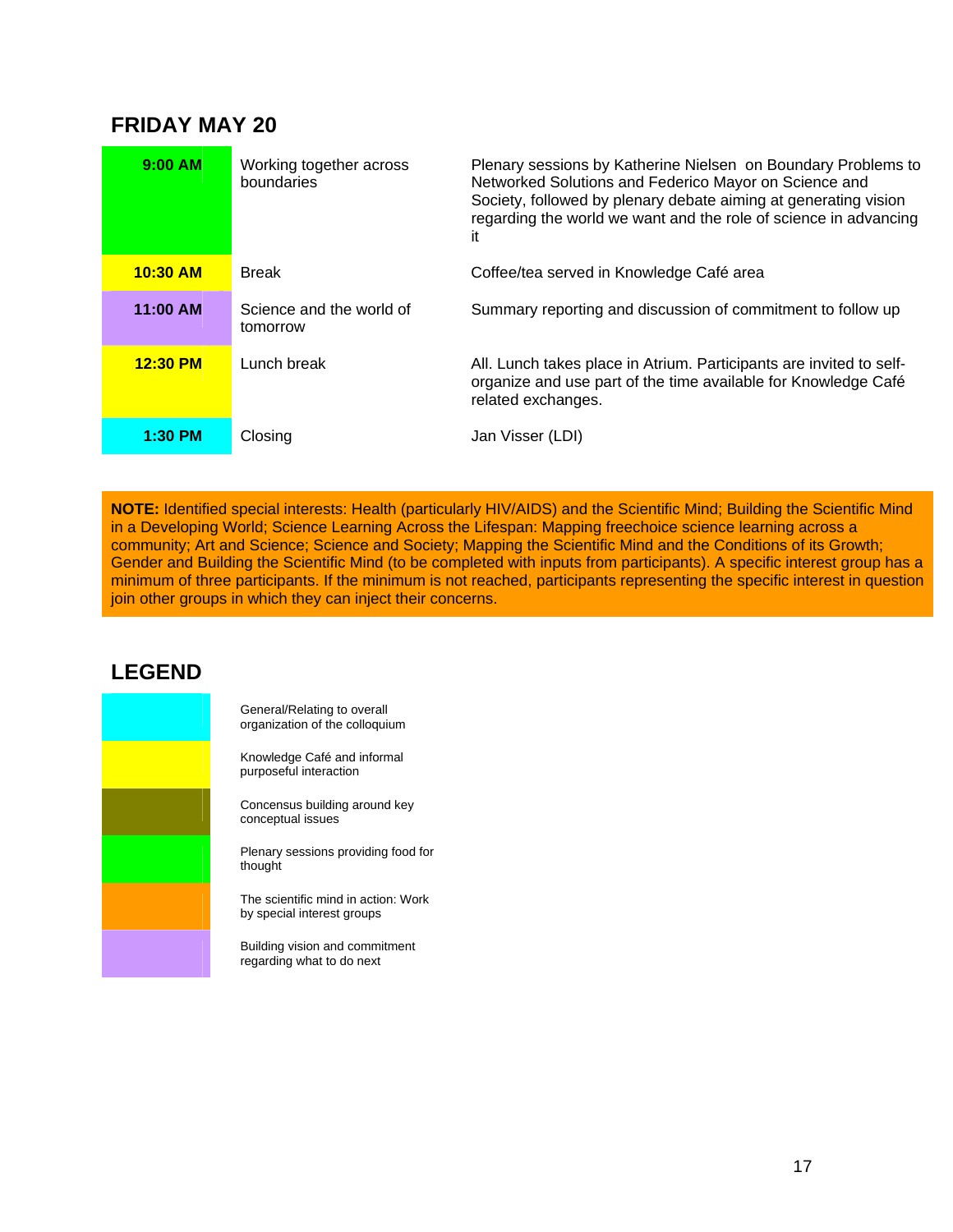## FRIDAY MAY 20

| | | |
|---|---|---|
| **9:00 AM** | Working together across boundaries | Plenary sessions by Katherine Nielsen on Boundary Problems to Networked Solutions and Federico Mayor on Science and Society, followed by plenary debate aiming at generating vision regarding the world we want and the role of science in advancing it |
| **10:30 AM** | Break | Coffee/tea served in Knowledge Café area |
| **11:00 AM** | Science and the world of tomorrow | Summary reporting and discussion of commitment to follow up |
| **12:30 PM** | Lunch break | All. Lunch takes place in Atrium. Participants are invited to self-organize and use part of the time available for Knowledge Café related exchanges. |
| **1:30 PM** | Closing | Jan Visser (LDI) |

**NOTE:** Identified special interests: Health (particularly HIV/AIDS) and the Scientific Mind; Building the Scientific Mind in a Developing World; Science Learning Across the Lifespan: Mapping freechoice science learning across a community; Art and Science; Science and Society; Mapping the Scientific Mind and the Conditions of its Growth; Gender and Building the Scientific Mind (to be completed with inputs from participants). A specific interest group has a minimum of three participants. If the minimum is not reached, participants representing the specific interest in question join other groups in which they can inject their concerns.

## LEGEND

| Color | Meaning |
|---|---|
| Cyan | General/Relating to overall organization of the colloquium |
| Yellow | Knowledge Café and informal purposeful interaction |
| Olive | Concensus building around key conceptual issues |
| Green | Plenary sessions providing food for thought |
| Orange | The scientific mind in action: Work by special interest groups |
| Purple | Building vision and commitment regarding what to do next |